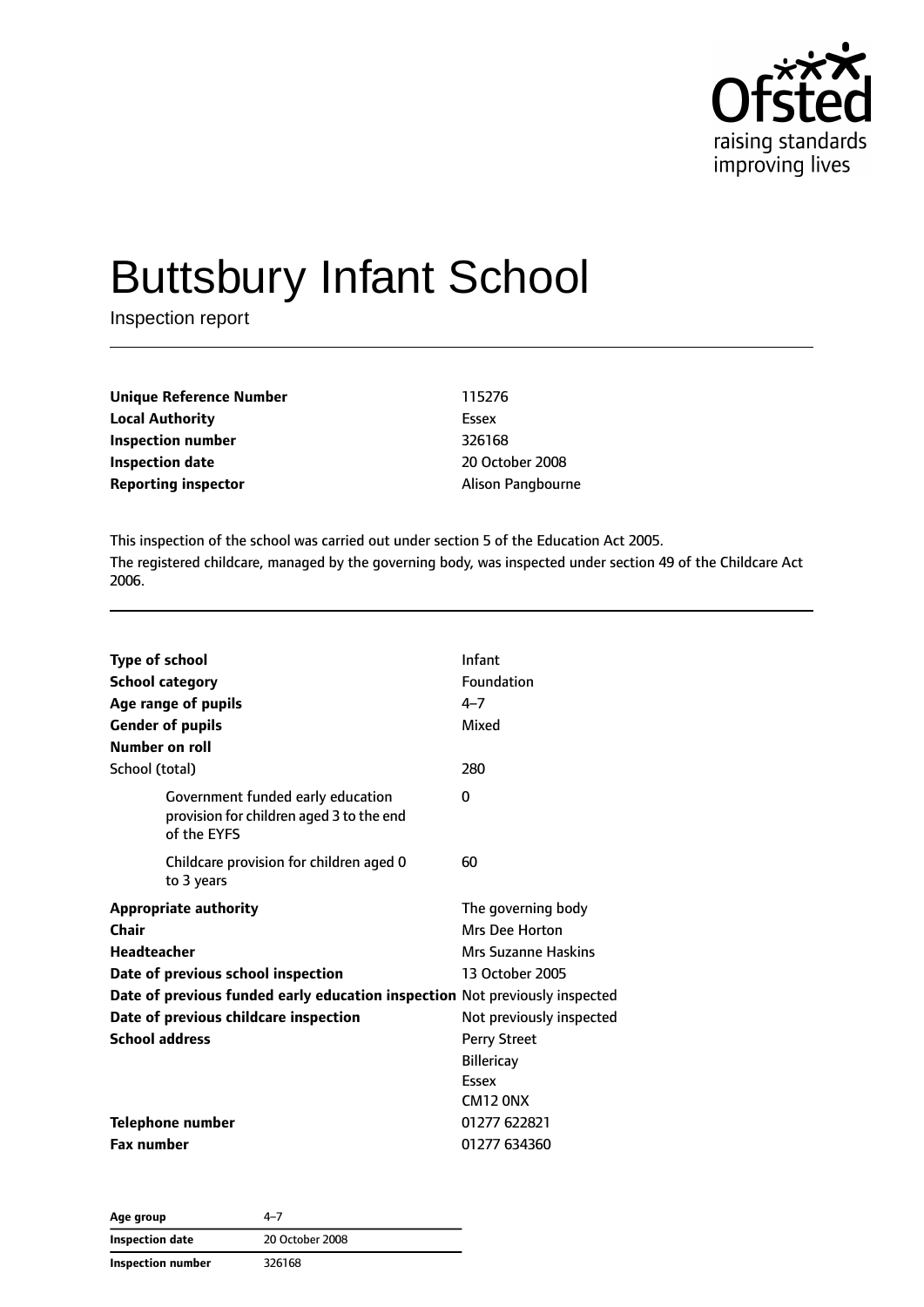# Buttsbury Infant School

Inspection report

| | |
|---|---|
| **Unique Reference Number** | 115276 |
| **Local Authority** | Essex |
| **Inspection number** | 326168 |
| **Inspection date** | 20 October 2008 |
| **Reporting inspector** | Alison Pangbourne |

This inspection of the school was carried out under section 5 of the Education Act 2005.

The registered childcare, managed by the governing body, was inspected under section 49 of the Childcare Act 2006.

| | |
|---|---|
| **Type of school** | Infant |
| **School category** | Foundation |
| **Age range of pupils** | 4–7 |
| **Gender of pupils** | Mixed |
| **Number on roll** | |
| School (total) | 280 |
| Government funded early education provision for children aged 3 to the end of the EYFS | 0 |
| Childcare provision for children aged 0 to 3 years | 60 |
| **Appropriate authority** | The governing body |
| **Chair** | Mrs Dee Horton |
| **Headteacher** | Mrs Suzanne Haskins |
| **Date of previous school inspection** | 13 October 2005 |
| **Date of previous funded early education inspection** | Not previously inspected |
| **Date of previous childcare inspection** | Not previously inspected |
| **School address** | Perry Street<br>Billericay<br>Essex<br>CM12 0NX |
| **Telephone number** | 01277 622821 |
| **Fax number** | 01277 634360 |

| | |
|---|---|
| **Age group** | 4–7 |
| **Inspection date** | 20 October 2008 |
| **Inspection number** | 326168 |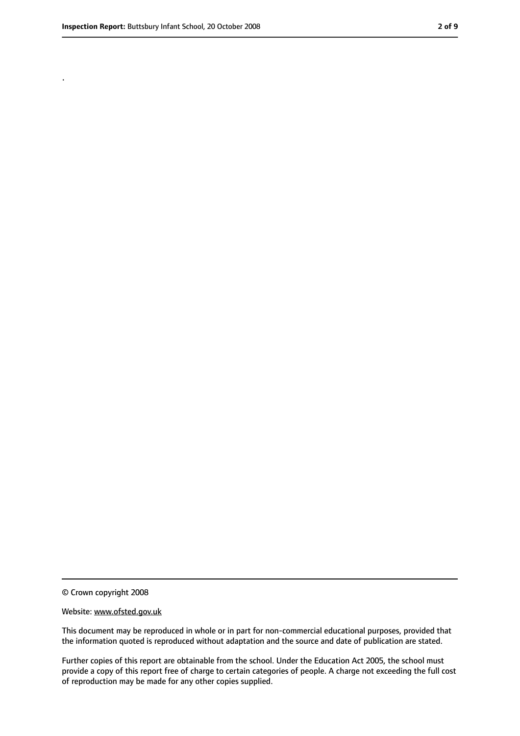.

© Crown copyright 2008

Website: www.ofsted.gov.uk

This document may be reproduced in whole or in part for non-commercial educational purposes, provided that the information quoted is reproduced without adaptation and the source and date of publication are stated.

Further copies of this report are obtainable from the school. Under the Education Act 2005, the school must provide a copy of this report free of charge to certain categories of people. A charge not exceeding the full cost of reproduction may be made for any other copies supplied.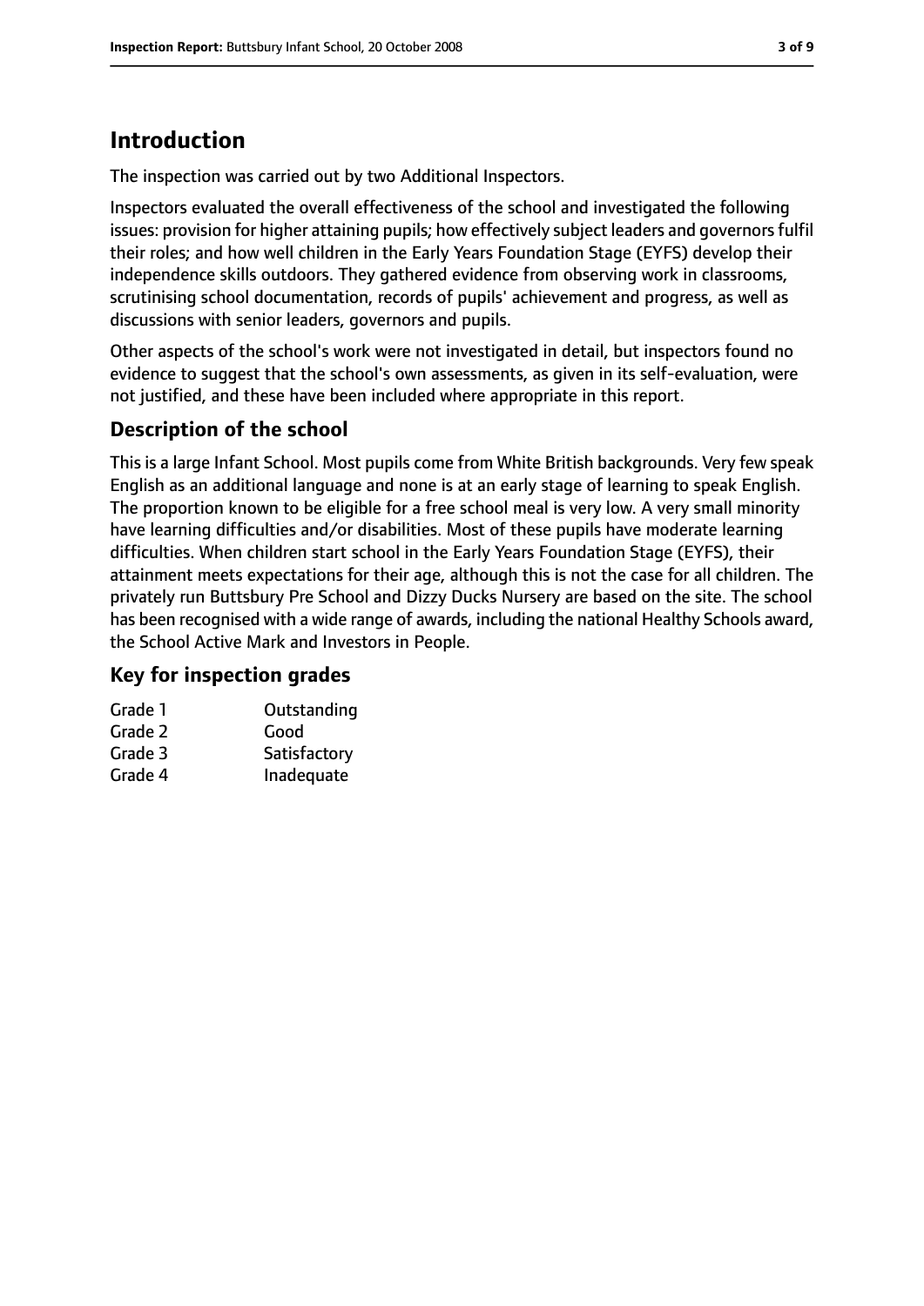# Introduction

The inspection was carried out by two Additional Inspectors.

Inspectors evaluated the overall effectiveness of the school and investigated the following issues: provision for higher attaining pupils; how effectively subject leaders and governors fulfil their roles; and how well children in the Early Years Foundation Stage (EYFS) develop their independence skills outdoors. They gathered evidence from observing work in classrooms, scrutinising school documentation, records of pupils' achievement and progress, as well as discussions with senior leaders, governors and pupils.

Other aspects of the school's work were not investigated in detail, but inspectors found no evidence to suggest that the school's own assessments, as given in its self-evaluation, were not justified, and these have been included where appropriate in this report.

## Description of the school

This is a large Infant School. Most pupils come from White British backgrounds. Very few speak English as an additional language and none is at an early stage of learning to speak English. The proportion known to be eligible for a free school meal is very low. A very small minority have learning difficulties and/or disabilities. Most of these pupils have moderate learning difficulties. When children start school in the Early Years Foundation Stage (EYFS), their attainment meets expectations for their age, although this is not the case for all children. The privately run Buttsbury Pre School and Dizzy Ducks Nursery are based on the site. The school has been recognised with a wide range of awards, including the national Healthy Schools award, the School Active Mark and Investors in People.

## Key for inspection grades

| | |
|---|---|
| Grade 1 | Outstanding |
| Grade 2 | Good |
| Grade 3 | Satisfactory |
| Grade 4 | Inadequate |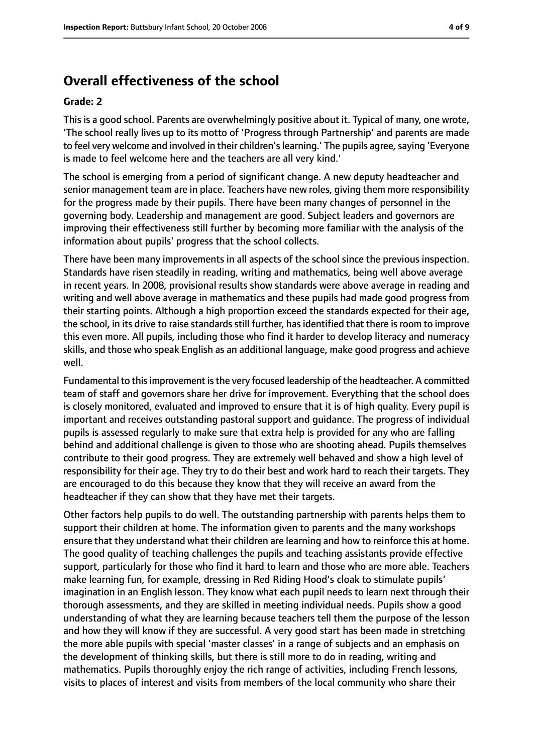## Overall effectiveness of the school

**Grade: 2**

This is a good school. Parents are overwhelmingly positive about it. Typical of many, one wrote, 'The school really lives up to its motto of 'Progress through Partnership' and parents are made to feel very welcome and involved in their children's learning.' The pupils agree, saying 'Everyone is made to feel welcome here and the teachers are all very kind.'

The school is emerging from a period of significant change. A new deputy headteacher and senior management team are in place. Teachers have new roles, giving them more responsibility for the progress made by their pupils. There have been many changes of personnel in the governing body. Leadership and management are good. Subject leaders and governors are improving their effectiveness still further by becoming more familiar with the analysis of the information about pupils' progress that the school collects.

There have been many improvements in all aspects of the school since the previous inspection. Standards have risen steadily in reading, writing and mathematics, being well above average in recent years. In 2008, provisional results show standards were above average in reading and writing and well above average in mathematics and these pupils had made good progress from their starting points. Although a high proportion exceed the standards expected for their age, the school, in its drive to raise standards still further, has identified that there is room to improve this even more. All pupils, including those who find it harder to develop literacy and numeracy skills, and those who speak English as an additional language, make good progress and achieve well.

Fundamental to this improvement is the very focused leadership of the headteacher. A committed team of staff and governors share her drive for improvement. Everything that the school does is closely monitored, evaluated and improved to ensure that it is of high quality. Every pupil is important and receives outstanding pastoral support and guidance. The progress of individual pupils is assessed regularly to make sure that extra help is provided for any who are falling behind and additional challenge is given to those who are shooting ahead. Pupils themselves contribute to their good progress. They are extremely well behaved and show a high level of responsibility for their age. They try to do their best and work hard to reach their targets. They are encouraged to do this because they know that they will receive an award from the headteacher if they can show that they have met their targets.

Other factors help pupils to do well. The outstanding partnership with parents helps them to support their children at home. The information given to parents and the many workshops ensure that they understand what their children are learning and how to reinforce this at home. The good quality of teaching challenges the pupils and teaching assistants provide effective support, particularly for those who find it hard to learn and those who are more able. Teachers make learning fun, for example, dressing in Red Riding Hood's cloak to stimulate pupils' imagination in an English lesson. They know what each pupil needs to learn next through their thorough assessments, and they are skilled in meeting individual needs. Pupils show a good understanding of what they are learning because teachers tell them the purpose of the lesson and how they will know if they are successful. A very good start has been made in stretching the more able pupils with special 'master classes' in a range of subjects and an emphasis on the development of thinking skills, but there is still more to do in reading, writing and mathematics. Pupils thoroughly enjoy the rich range of activities, including French lessons, visits to places of interest and visits from members of the local community who share their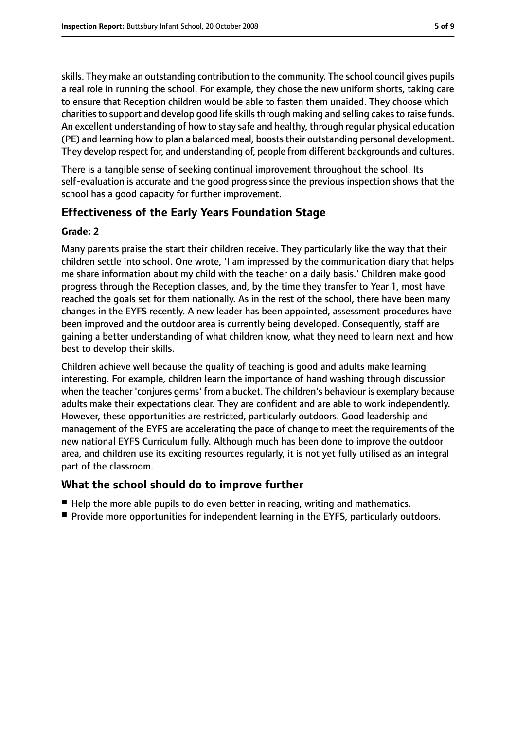skills. They make an outstanding contribution to the community. The school council gives pupils a real role in running the school. For example, they chose the new uniform shorts, taking care to ensure that Reception children would be able to fasten them unaided. They choose which charities to support and develop good life skills through making and selling cakes to raise funds. An excellent understanding of how to stay safe and healthy, through regular physical education (PE) and learning how to plan a balanced meal, boosts their outstanding personal development. They develop respect for, and understanding of, people from different backgrounds and cultures.

There is a tangible sense of seeking continual improvement throughout the school. Its self-evaluation is accurate and the good progress since the previous inspection shows that the school has a good capacity for further improvement.

## Effectiveness of the Early Years Foundation Stage

**Grade: 2**

Many parents praise the start their children receive. They particularly like the way that their children settle into school. One wrote, 'I am impressed by the communication diary that helps me share information about my child with the teacher on a daily basis.' Children make good progress through the Reception classes, and, by the time they transfer to Year 1, most have reached the goals set for them nationally. As in the rest of the school, there have been many changes in the EYFS recently. A new leader has been appointed, assessment procedures have been improved and the outdoor area is currently being developed. Consequently, staff are gaining a better understanding of what children know, what they need to learn next and how best to develop their skills.

Children achieve well because the quality of teaching is good and adults make learning interesting. For example, children learn the importance of hand washing through discussion when the teacher 'conjures germs' from a bucket. The children's behaviour is exemplary because adults make their expectations clear. They are confident and are able to work independently. However, these opportunities are restricted, particularly outdoors. Good leadership and management of the EYFS are accelerating the pace of change to meet the requirements of the new national EYFS Curriculum fully. Although much has been done to improve the outdoor area, and children use its exciting resources regularly, it is not yet fully utilised as an integral part of the classroom.

## What the school should do to improve further

- Help the more able pupils to do even better in reading, writing and mathematics.
- Provide more opportunities for independent learning in the EYFS, particularly outdoors.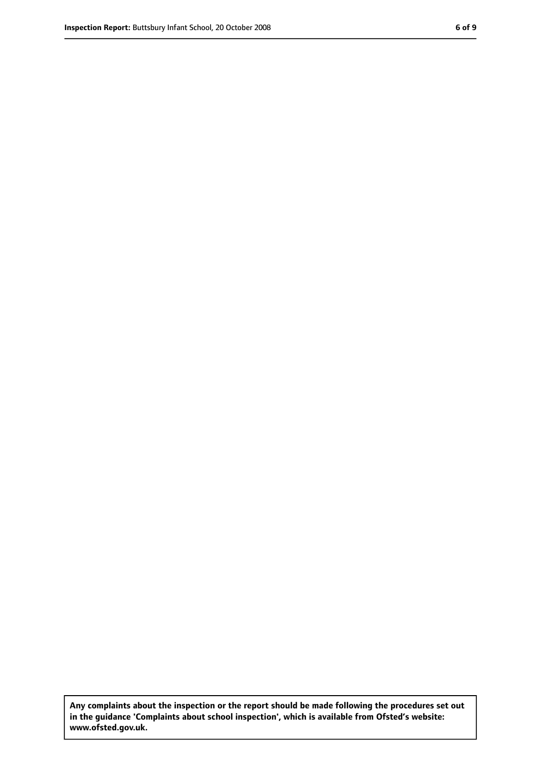**Any complaints about the inspection or the report should be made following the procedures set out in the guidance 'Complaints about school inspection', which is available from Ofsted's website: www.ofsted.gov.uk.**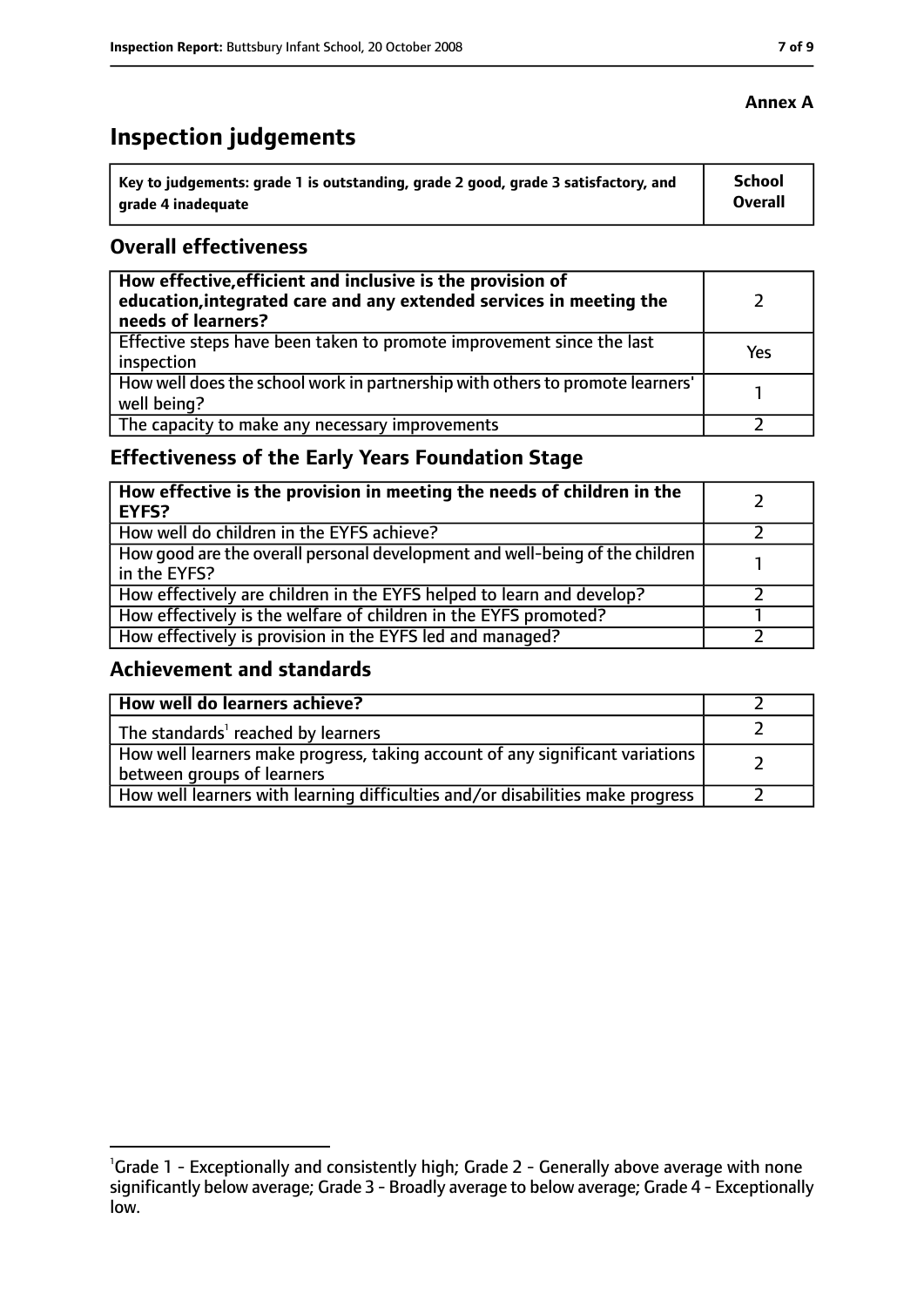**Annex A**

# Inspection judgements

| Key to judgements: grade 1 is outstanding, grade 2 good, grade 3 satisfactory, and grade 4 inadequate | School Overall |
|---|---|

## Overall effectiveness

| | |
|---|---|
| **How effective, efficient and inclusive is the provision of education, integrated care and any extended services in meeting the needs of learners?** | 2 |
| Effective steps have been taken to promote improvement since the last inspection | Yes |
| How well does the school work in partnership with others to promote learners' well being? | 1 |
| The capacity to make any necessary improvements | 2 |

## Effectiveness of the Early Years Foundation Stage

| | |
|---|---|
| **How effective is the provision in meeting the needs of children in the EYFS?** | 2 |
| How well do children in the EYFS achieve? | 2 |
| How good are the overall personal development and well-being of the children in the EYFS? | 1 |
| How effectively are children in the EYFS helped to learn and develop? | 2 |
| How effectively is the welfare of children in the EYFS promoted? | 1 |
| How effectively is provision in the EYFS led and managed? | 2 |

## Achievement and standards

| | |
|---|---|
| **How well do learners achieve?** | 2 |
| The standards[1] reached by learners | 2 |
| How well learners make progress, taking account of any significant variations between groups of learners | 2 |
| How well learners with learning difficulties and/or disabilities make progress | 2 |

[1]Grade 1 - Exceptionally and consistently high; Grade 2 - Generally above average with none significantly below average; Grade 3 - Broadly average to below average; Grade 4 - Exceptionally low.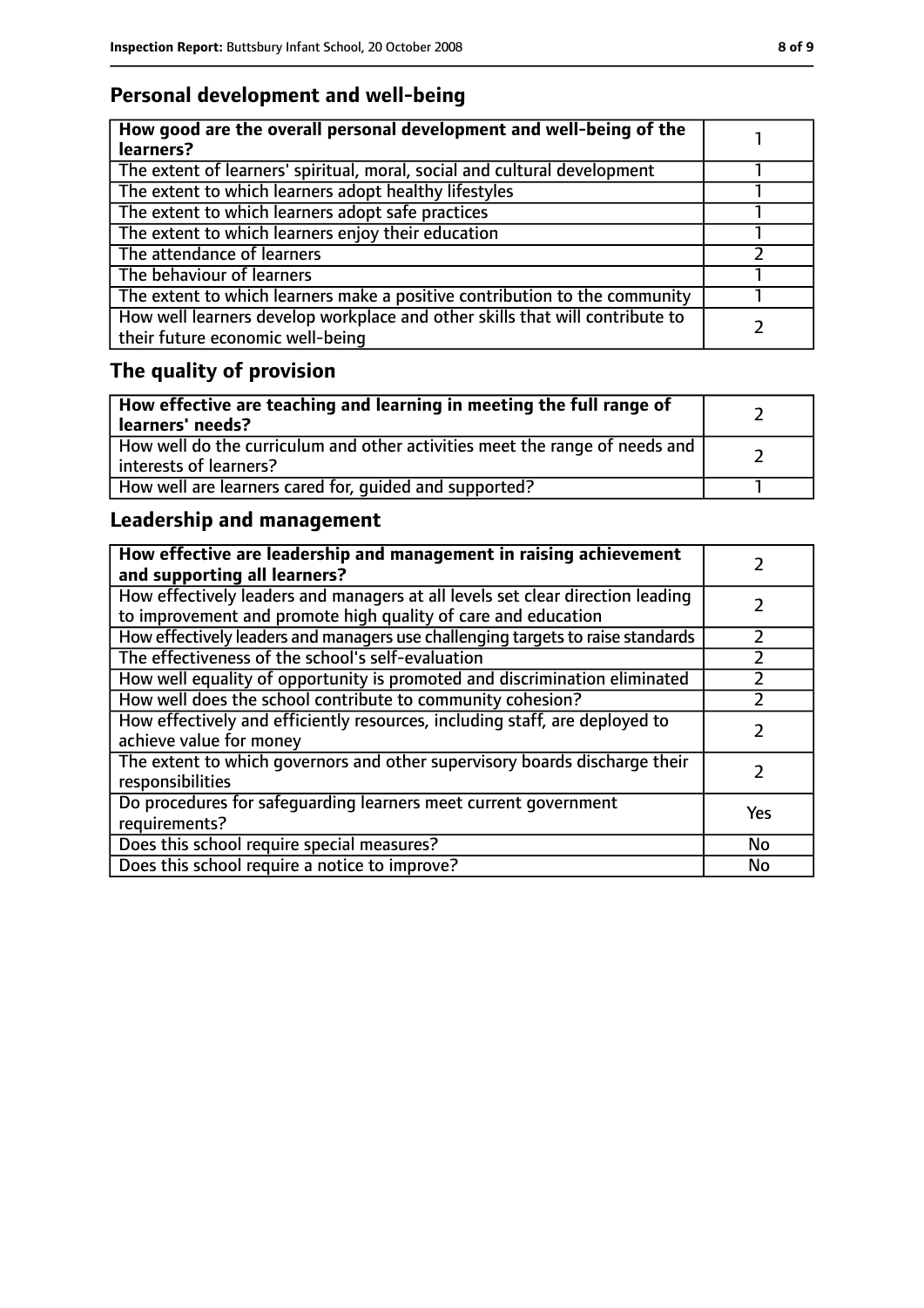## Personal development and well-being

| **How good are the overall personal development and well-being of the learners?** | 1 |
|---|---|
| The extent of learners' spiritual, moral, social and cultural development | 1 |
| The extent to which learners adopt healthy lifestyles | 1 |
| The extent to which learners adopt safe practices | 1 |
| The extent to which learners enjoy their education | 1 |
| The attendance of learners | 2 |
| The behaviour of learners | 1 |
| The extent to which learners make a positive contribution to the community | 1 |
| How well learners develop workplace and other skills that will contribute to their future economic well-being | 2 |

## The quality of provision

| **How effective are teaching and learning in meeting the full range of learners' needs?** | 2 |
|---|---|
| How well do the curriculum and other activities meet the range of needs and interests of learners? | 2 |
| How well are learners cared for, guided and supported? | 1 |

## Leadership and management

| **How effective are leadership and management in raising achievement and supporting all learners?** | 2 |
|---|---|
| How effectively leaders and managers at all levels set clear direction leading to improvement and promote high quality of care and education | 2 |
| How effectively leaders and managers use challenging targets to raise standards | 2 |
| The effectiveness of the school's self-evaluation | 2 |
| How well equality of opportunity is promoted and discrimination eliminated | 2 |
| How well does the school contribute to community cohesion? | 2 |
| How effectively and efficiently resources, including staff, are deployed to achieve value for money | 2 |
| The extent to which governors and other supervisory boards discharge their responsibilities | 2 |
| Do procedures for safeguarding learners meet current government requirements? | Yes |
| Does this school require special measures? | No |
| Does this school require a notice to improve? | No |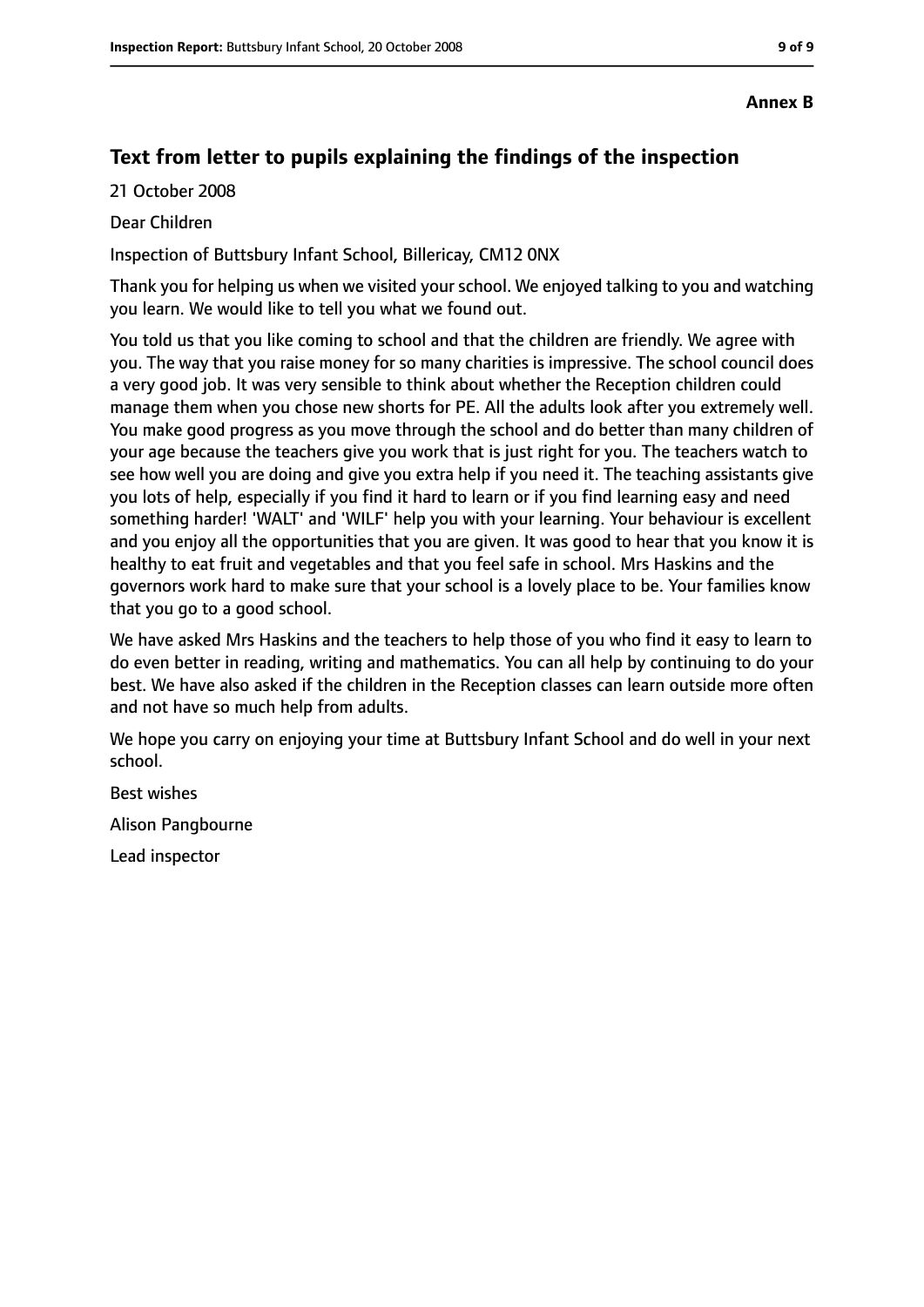**Annex B**

## Text from letter to pupils explaining the findings of the inspection

21 October 2008

Dear Children

Inspection of Buttsbury Infant School, Billericay, CM12 0NX

Thank you for helping us when we visited your school. We enjoyed talking to you and watching you learn. We would like to tell you what we found out.

You told us that you like coming to school and that the children are friendly. We agree with you. The way that you raise money for so many charities is impressive. The school council does a very good job. It was very sensible to think about whether the Reception children could manage them when you chose new shorts for PE. All the adults look after you extremely well. You make good progress as you move through the school and do better than many children of your age because the teachers give you work that is just right for you. The teachers watch to see how well you are doing and give you extra help if you need it. The teaching assistants give you lots of help, especially if you find it hard to learn or if you find learning easy and need something harder! 'WALT' and 'WILF' help you with your learning. Your behaviour is excellent and you enjoy all the opportunities that you are given. It was good to hear that you know it is healthy to eat fruit and vegetables and that you feel safe in school. Mrs Haskins and the governors work hard to make sure that your school is a lovely place to be. Your families know that you go to a good school.

We have asked Mrs Haskins and the teachers to help those of you who find it easy to learn to do even better in reading, writing and mathematics. You can all help by continuing to do your best. We have also asked if the children in the Reception classes can learn outside more often and not have so much help from adults.

We hope you carry on enjoying your time at Buttsbury Infant School and do well in your next school.

Best wishes

Alison Pangbourne

Lead inspector